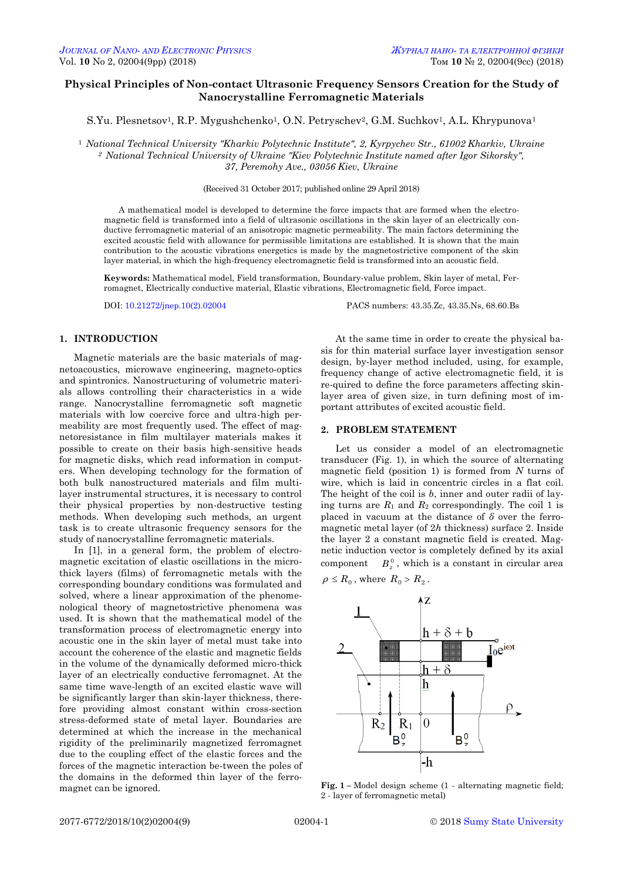# Physical Principles of Non-contact Ultrasonic Frequency Sensors Creation for the Study of Nanocrystalline Ferromagnetic Materials

S.Yu. Plesnetsov[1], R.P. Mygushchenko[1], O.N. Petryschev[2], G.M. Suchkov[1], A.L. Khrypunova[1]

[1] *National Technical University "Kharkiv Polytechnic Institute", 2, Kyrpychev Str., 61002 Kharkiv, Ukraine*
[2] *National Technical University of Ukraine "Kiev Polytechnic Institute named after Igor Sikorsky", 37, Peremohy Ave., 03056 Kiev, Ukraine*

(Received 31 October 2017; published online 29 April 2018)

A mathematical model is developed to determine the force impacts that are formed when the electromagnetic field is transformed into a field of ultrasonic oscillations in the skin layer of an electrically conductive ferromagnetic material of an anisotropic magnetic permeability. The main factors determining the excited acoustic field with allowance for permissible limitations are established. It is shown that the main contribution to the acoustic vibrations energetics is made by the magnetostrictive component of the skin layer material, in which the high-frequency electromagnetic field is transformed into an acoustic field.

**Keywords:** Mathematical model, Field transformation, Boundary-value problem, Skin layer of metal, Ferromagnet, Electrically conductive material, Elastic vibrations, Electromagnetic field, Force impact.

DOI: 10.21272/jnep.10(2).02004 PACS numbers: 43.35.Zc, 43.35.Ns, 68.60.Bs

## 1. INTRODUCTION

Magnetic materials are the basic materials of magnetoacoustics, microwave engineering, magneto-optics and spintronics. Nanostructuring of volumetric materials allows controlling their characteristics in a wide range. Nanocrystalline ferromagnetic soft magnetic materials with low coercive force and ultra-high permeability are most frequently used. The effect of magnetoresistance in film multilayer materials makes it possible to create on their basis high-sensitive heads for magnetic disks, which read information in computers. When developing technology for the formation of both bulk nanostructured materials and film multilayer instrumental structures, it is necessary to control their physical properties by non-destructive testing methods. When developing such methods, an urgent task is to create ultrasonic frequency sensors for the study of nanocrystalline ferromagnetic materials.

In [1], in a general form, the problem of electromagnetic excitation of elastic oscillations in the micro-thick layers (films) of ferromagnetic metals with the corresponding boundary conditions was formulated and solved, where a linear approximation of the phenomenological theory of magnetostrictive phenomena was used. It is shown that the mathematical model of the transformation process of electromagnetic energy into acoustic one in the skin layer of metal must take into account the coherence of the elastic and magnetic fields in the volume of the dynamically deformed micro-thick layer of an electrically conductive ferromagnet. At the same time wave-length of an excited elastic wave will be significantly larger than skin-layer thickness, therefore providing almost constant within cross-section stress-deformed state of metal layer. Boundaries are determined at which the increase in the mechanical rigidity of the preliminarily magnetized ferromagnet due to the coupling effect of the elastic forces and the forces of the magnetic interaction be-tween the poles of the domains in the deformed thin layer of the ferromagnet can be ignored.

At the same time in order to create the physical basis for thin material surface layer investigation sensor design, by-layer method included, using, for example, frequency change of active electromagnetic field, it is re-quired to define the force parameters affecting skin-layer area of given size, in turn defining most of important attributes of excited acoustic field.

## 2. PROBLEM STATEMENT

Let us consider a model of an electromagnetic transducer (Fig. 1), in which the source of alternating magnetic field (position 1) is formed from $N$ turns of wire, which is laid in concentric circles in a flat coil. The height of the coil is $b$, inner and outer radii of laying turns are $R_1$ and $R_2$ correspondingly. The coil 1 is placed in vacuum at the distance of $\delta$ over the ferromagnetic metal layer (of $2h$ thickness) surface 2. Inside the layer 2 a constant magnetic field is created. Magnetic induction vector is completely defined by its axial component $B_z^0$, which is a constant in circular area $\rho \le R_0$, where $R_0 > R_2$.

**Fig. 1** – Model design scheme (1 - alternating magnetic field; 2 - layer of ferromagnetic metal)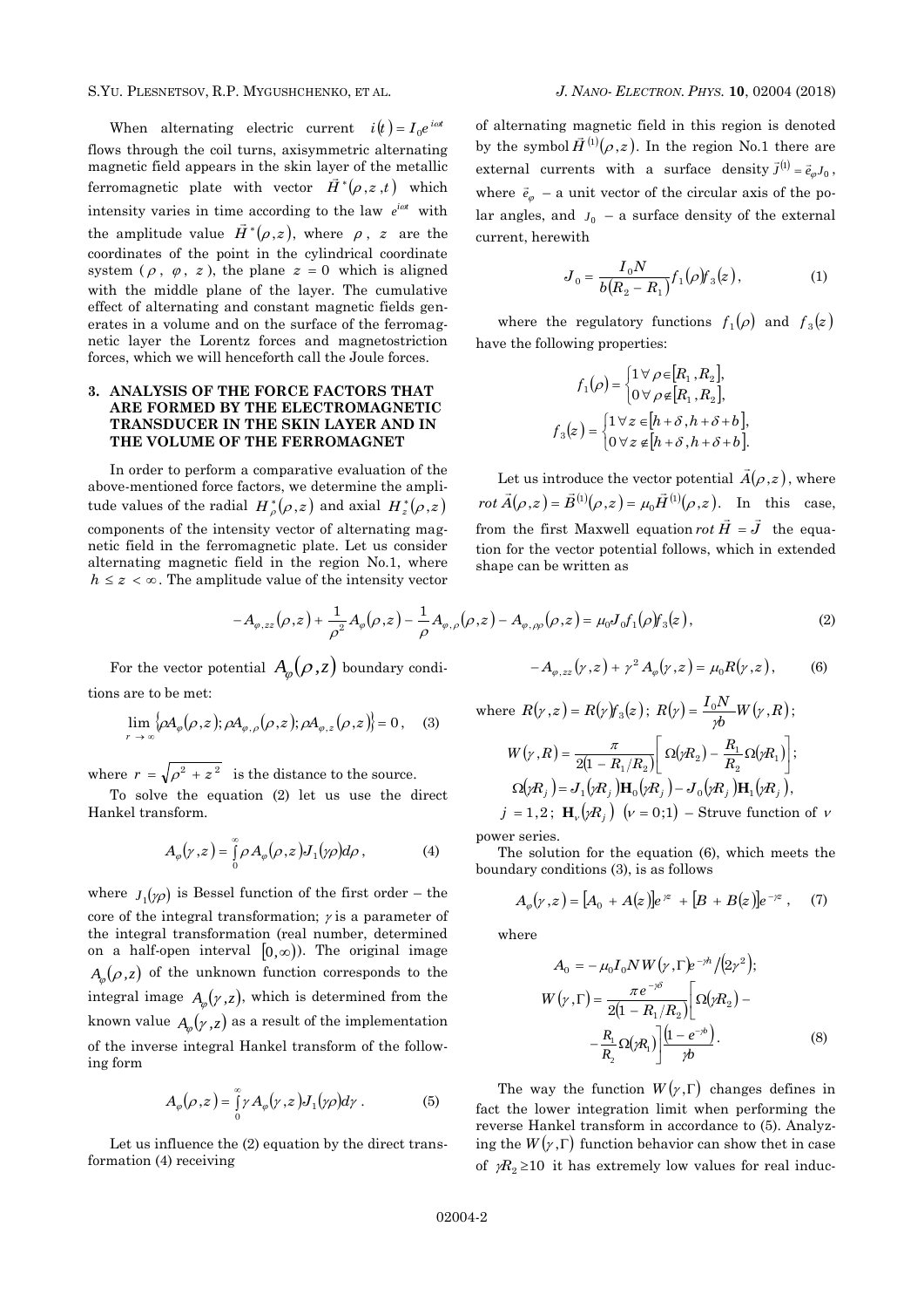When alternating electric current $i(t) = I_0 e^{i\omega t}$ flows through the coil turns, axisymmetric alternating magnetic field appears in the skin layer of the metallic ferromagnetic plate with vector $\vec{H}^*(\rho, z, t)$ which intensity varies in time according to the law $e^{i\omega t}$ with the amplitude value $\vec{H}^*(\rho, z)$, where $\rho$, $z$ are the coordinates of the point in the cylindrical coordinate system ($\rho$, $\varphi$, $z$), the plane $z = 0$ which is aligned with the middle plane of the layer. The cumulative effect of alternating and constant magnetic fields generates in a volume and on the surface of the ferromagnetic layer the Lorentz forces and magnetostriction forces, which we will henceforth call the Joule forces.

## 3. ANALYSIS OF THE FORCE FACTORS THAT ARE FORMED BY THE ELECTROMAGNETIC TRANSDUCER IN THE SKIN LAYER AND IN THE VOLUME OF THE FERROMAGNET

In order to perform a comparative evaluation of the above-mentioned force factors, we determine the amplitude values of the radial $H_\rho^*(\rho, z)$ and axial $H_z^*(\rho, z)$ components of the intensity vector of alternating magnetic field in the ferromagnetic plate. Let us consider alternating magnetic field in the region No.1, where $h \le z < \infty$. The amplitude value of the intensity vector of alternating magnetic field in this region is denoted by the symbol $\vec{H}^{(1)}(\rho, z)$. In the region No.1 there are external currents with a surface density $\vec{j}^{(1)} = \vec{e}_\varphi J_0$, where $\vec{e}_\varphi$ – a unit vector of the circular axis of the polar angles, and $J_0$ – a surface density of the external current, herewith

$$J_0 = \frac{I_0 N}{b(R_2 - R_1)} f_1(\rho) f_3(z), \tag{1}$$

where the regulatory functions $f_1(\rho)$ and $f_3(z)$ have the following properties:

$$f_1(\rho) = \begin{cases} 1 \,\forall \rho \in [R_1, R_2], \\ 0 \,\forall \rho \notin [R_1, R_2], \end{cases}$$

$$f_3(z) = \begin{cases} 1 \,\forall z \in [h + \delta, h + \delta + b], \\ 0 \,\forall z \notin [h + \delta, h + \delta + b]. \end{cases}$$

Let us introduce the vector potential $\vec{A}(\rho, z)$, where $rot\,\vec{A}(\rho, z) = \vec{B}^{(1)}(\rho, z) = \mu_0 \vec{H}^{(1)}(\rho, z)$. In this case, from the first Maxwell equation $rot\,\vec{H} = \vec{J}$ the equation for the vector potential follows, which in extended shape can be written as

$$-A_{\varphi,zz}(\rho, z) + \frac{1}{\rho^2} A_\varphi(\rho, z) - \frac{1}{\rho} A_{\varphi,\rho}(\rho, z) - A_{\varphi,\rho\rho}(\rho, z) = \mu_0 J_0 f_1(\rho) f_3(z), \tag{2}$$

For the vector potential $A_\varphi(\rho, z)$ boundary conditions are to be met:

$$\lim_{r \to \infty} \{\rho A_\varphi(\rho, z); \rho A_{\varphi,\rho}(\rho, z); \rho A_{\varphi,z}(\rho, z)\} = 0, \tag{3}$$

where $r = \sqrt{\rho^2 + z^2}$ is the distance to the source.

To solve the equation (2) let us use the direct Hankel transform.

$$A_\varphi(\gamma, z) = \int_0^\infty \rho A_\varphi(\rho, z) J_1(\gamma\rho) d\rho, \tag{4}$$

where $J_1(\gamma\rho)$ is Bessel function of the first order – the core of the integral transformation; $\gamma$ is a parameter of the integral transformation (real number, determined on a half-open interval $[0, \infty)$). The original image $A_\varphi(\rho, z)$ of the unknown function corresponds to the integral image $A_\varphi(\gamma, z)$, which is determined from the known value $A_\varphi(\gamma, z)$ as a result of the implementation of the inverse integral Hankel transform of the following form

$$A_\varphi(\rho, z) = \int_0^\infty \gamma A_\varphi(\gamma, z) J_1(\gamma\rho) d\gamma. \tag{5}$$

Let us influence the (2) equation by the direct transformation (4) receiving

$$-A_{\varphi,zz}(\gamma, z) + \gamma^2 A_\varphi(\gamma, z) = \mu_0 R(\gamma, z), \tag{6}$$

where $R(\gamma, z) = R(\gamma) f_3(z)$; $R(\gamma) = \frac{I_0 N}{\gamma b} W(\gamma, R)$;

$$W(\gamma, R) = \frac{\pi}{2(1 - R_1/R_2)} \left[ \Omega(\gamma R_2) - \frac{R_1}{R_2} \Omega(\gamma R_1) \right];$$

$$\Omega(\gamma R_j) = J_1(\gamma R_j) \mathbf{H}_0(\gamma R_j) - J_0(\gamma R_j) \mathbf{H}_1(\gamma R_j),$$

$j = 1, 2$; $\mathbf{H}_\nu(\gamma R_j)$ $(\nu = 0; 1)$ – Struve function of $\nu$ power series.

The solution for the equation (6), which meets the boundary conditions (3), is as follows

$$A_\varphi(\gamma, z) = [A_0 + A(z)] e^{\gamma z} + [B + B(z)] e^{-\gamma z}, \tag{7}$$

where

$$A_0 = -\mu_0 I_0 N W(\gamma, \Gamma) e^{-\gamma h} / (2\gamma^2);$$

$$W(\gamma, \Gamma) = \frac{\pi e^{-\gamma\delta}}{2(1 - R_1/R_2)} \left[ \Omega(\gamma R_2) - \frac{R_1}{R_2} \Omega(\gamma R_1) \right] \frac{(1 - e^{-\gamma b})}{\gamma b}. \tag{8}$$

The way the function $W(\gamma, \Gamma)$ changes defines in fact the lower integration limit when performing the reverse Hankel transform in accordance to (5). Analyzing the $W(\gamma, \Gamma)$ function behavior can show thet in case of $\gamma R_2 \ge 10$ it has extremely low values for real induc-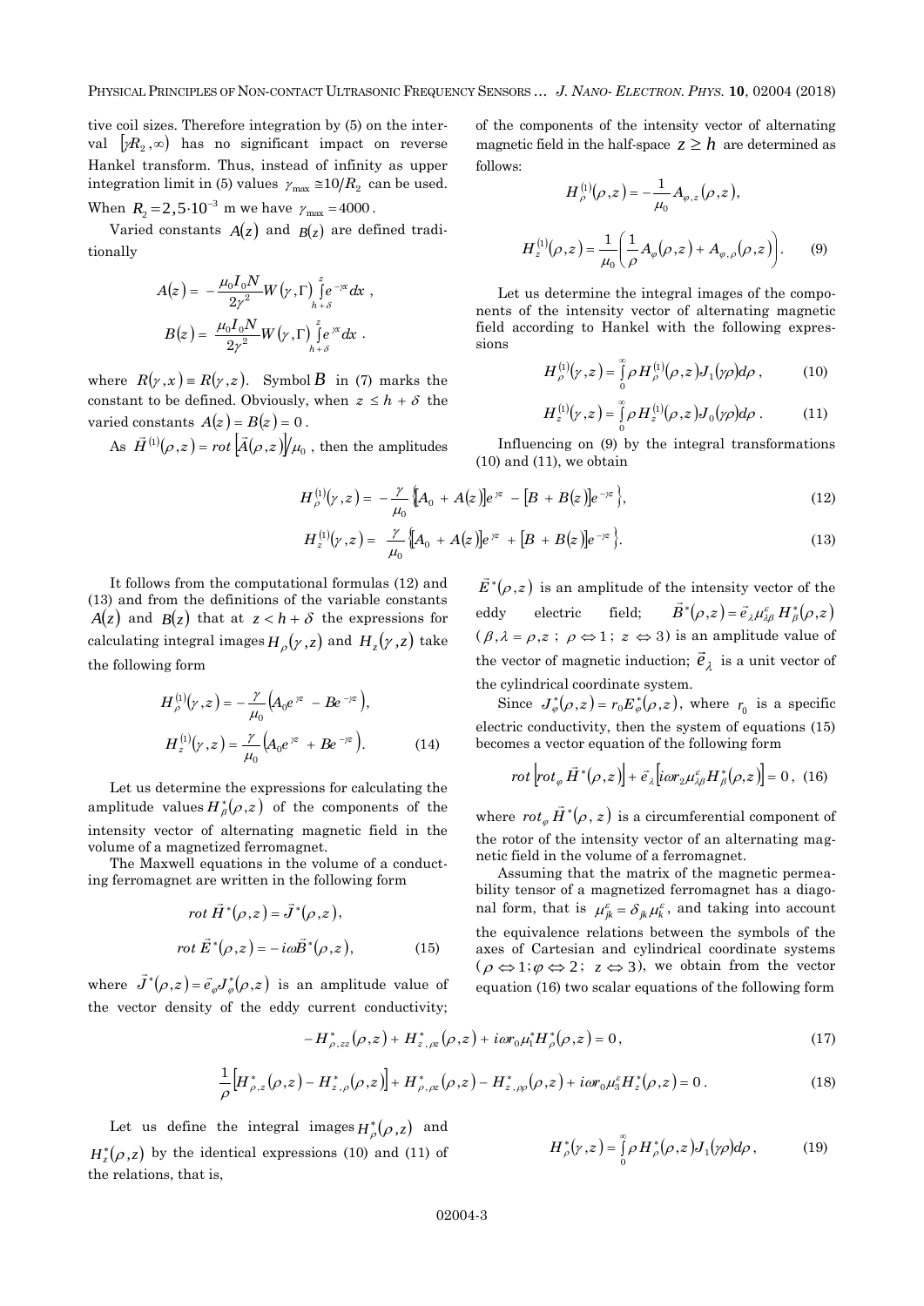tive coil sizes. Therefore integration by (5) on the interval $[\gamma R_2, \infty)$ has no significant impact on reverse Hankel transform. Thus, instead of infinity as upper integration limit in (5) values $\gamma_{max} \cong 10/R_2$ can be used. When $R_2 = 2,5 \cdot 10^{-3}$ m we have $\gamma_{max} = 4000$.

Varied constants $A(z)$ and $B(z)$ are defined traditionally

$$A(z) = -\frac{\mu_0 I_0 N}{2\gamma^2} W(\gamma, \Gamma) \int_{h+\delta}^{z} e^{-\gamma x} dx \ ,$$

$$B(z) = \frac{\mu_0 I_0 N}{2\gamma^2} W(\gamma, \Gamma) \int_{h+\delta}^{z} e^{\gamma x} dx \ .$$

where $R(\gamma, x) \equiv R(\gamma, z)$. Symbol $B$ in (7) marks the constant to be defined. Obviously, when $z \le h + \delta$ the varied constants $A(z) = B(z) = 0$.

As $\vec{H}^{(1)}(\rho, z) = rot\left[\vec{A}(\rho, z)\right]/\mu_0$, then the amplitudes of the components of the intensity vector of alternating magnetic field in the half-space $z \ge h$ are determined as follows:

$$H_\rho^{(1)}(\rho, z) = -\frac{1}{\mu_0} A_{\varphi,z}(\rho, z),$$

$$H_z^{(1)}(\rho, z) = \frac{1}{\mu_0}\left(\frac{1}{\rho} A_\varphi(\rho, z) + A_{\varphi,\rho}(\rho, z)\right). \qquad (9)$$

Let us determine the integral images of the components of the intensity vector of alternating magnetic field according to Hankel with the following expressions

$$H_\rho^{(1)}(\gamma, z) = \int_0^\infty \rho H_\rho^{(1)}(\rho, z) J_1(\gamma\rho) d\rho \ , \qquad (10)$$

$$H_z^{(1)}(\gamma, z) = \int_0^\infty \rho H_z^{(1)}(\rho, z) J_0(\gamma\rho) d\rho \ . \qquad (11)$$

Influencing on (9) by the integral transformations (10) and (11), we obtain

$$H_\rho^{(1)}(\gamma, z) = -\frac{\gamma}{\mu_0}\left\{[A_0 + A(z)]e^{\gamma z} - [B + B(z)]e^{-\gamma z}\right\}, \qquad (12)$$

$$H_z^{(1)}(\gamma, z) = \frac{\gamma}{\mu_0}\left\{[A_0 + A(z)]e^{\gamma z} + [B + B(z)]e^{-\gamma z}\right\}. \qquad (13)$$

It follows from the computational formulas (12) and (13) and from the definitions of the variable constants $A(z)$ and $B(z)$ that at $z < h + \delta$ the expressions for calculating integral images $H_\rho(\gamma, z)$ and $H_z(\gamma, z)$ take the following form

$$H_\rho^{(1)}(\gamma, z) = -\frac{\gamma}{\mu_0}\left(A_0 e^{\gamma z} - B e^{-\gamma z}\right),$$

$$H_z^{(1)}(\gamma, z) = \frac{\gamma}{\mu_0}\left(A_0 e^{\gamma z} + B e^{-\gamma z}\right). \qquad (14)$$

Let us determine the expressions for calculating the amplitude values $H_\beta^*(\rho, z)$ of the components of the intensity vector of alternating magnetic field in the volume of a magnetized ferromagnet.

The Maxwell equations in the volume of a conducting ferromagnet are written in the following form

$$rot\,\vec{H}^*(\rho, z) = \vec{J}^*(\rho, z),$$

$$rot\,\vec{E}^*(\rho, z) = -i\omega\vec{B}^*(\rho, z), \qquad (15)$$

where $\vec{J}^*(\rho, z) = \vec{e}_\varphi J_\varphi^*(\rho, z)$ is an amplitude value of the vector density of the eddy current conductivity; $\vec{E}^*(\rho, z)$ is an amplitude of the intensity vector of the eddy electric field; $\vec{B}^*(\rho, z) = \vec{e}_\lambda \mu_{\lambda\beta}^\varepsilon H_\beta^*(\rho, z)$ ($\beta, \lambda = \rho, z$ ; $\rho \Leftrightarrow 1$ ; $z \Leftrightarrow 3$) is an amplitude value of the vector of magnetic induction; $\vec{e}_\lambda$ is a unit vector of the cylindrical coordinate system.

Since $J_\varphi^*(\rho, z) = r_0 E_\varphi^*(\rho, z)$, where $r_0$ is a specific electric conductivity, then the system of equations (15) becomes a vector equation of the following form

$$rot\left[rot_\varphi \vec{H}^*(\rho, z)\right] + \vec{e}_\lambda\left[i\omega r_2 \mu_{\lambda\beta}^\varepsilon H_\beta^*(\rho, z)\right] = 0\ , \quad (16)$$

where $rot_\varphi \vec{H}^*(\rho, z)$ is a circumferential component of the rotor of the intensity vector of an alternating magnetic field in the volume of a ferromagnet.

Assuming that the matrix of the magnetic permeability tensor of a magnetized ferromagnet has a diagonal form, that is $\mu_{jk}^\varepsilon = \delta_{jk}\mu_k^\varepsilon$, and taking into account the equivalence relations between the symbols of the axes of Cartesian and cylindrical coordinate systems ($\rho \Leftrightarrow 1; \varphi \Leftrightarrow 2;\ z \Leftrightarrow 3$), we obtain from the vector equation (16) two scalar equations of the following form

$$-H_{\rho,zz}^*(\rho, z) + H_{z,\rho z}^*(\rho, z) + i\omega r_0 \mu_1^\varepsilon H_\rho^*(\rho, z) = 0\ , \qquad (17)$$

$$\frac{1}{\rho}\left[H_{\rho,z}^*(\rho, z) - H_{z,\rho}^*(\rho, z)\right] + H_{\rho,\rho z}^*(\rho, z) - H_{z,\rho\rho}^*(\rho, z) + i\omega r_0 \mu_3^\varepsilon H_z^*(\rho, z) = 0\ . \qquad (18)$$

Let us define the integral images $H_\rho^*(\rho, z)$ and $H_z^*(\rho, z)$ by the identical expressions (10) and (11) of the relations, that is,

$$H_\rho^*(\gamma, z) = \int_0^\infty \rho H_\rho^*(\rho, z) J_1(\gamma\rho) d\rho\ , \qquad (19)$$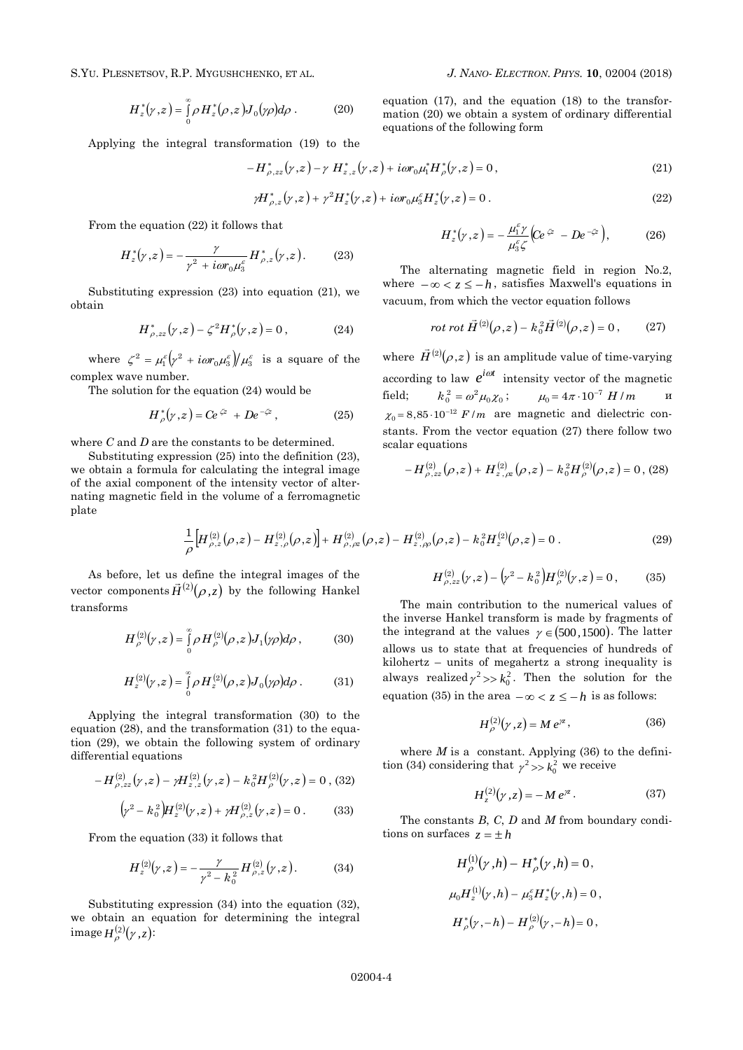$$H_z^*(\gamma,z)=\int_0^\infty \rho H_z^*(\rho,z)J_0(\gamma\rho)d\rho\,. \qquad (20)$$

Applying the integral transformation (19) to the equation (17), and the equation (18) to the transformation (20) we obtain a system of ordinary differential equations of the following form

$$-H_{\rho,zz}^*(\gamma,z)-\gamma\, H_{z,z}^*(\gamma,z)+i\omega r_0\mu_1^\varepsilon H_\rho^*(\gamma,z)=0\,, \qquad (21)$$

$$\gamma H_{\rho,z}^*(\gamma,z)+\gamma^2 H_z^*(\gamma,z)+i\omega r_0\mu_3^\varepsilon H_z^*(\gamma,z)=0\,. \qquad (22)$$

From the equation (22) it follows that

$$H_z^*(\gamma,z)=-\frac{\gamma}{\gamma^2+i\omega r_0\mu_3^\varepsilon}H_{\rho,z}^*(\gamma,z)\,. \qquad (23)$$

Substituting expression (23) into equation (21), we obtain

$$H_{\rho,zz}^*(\gamma,z)-\zeta^2 H_\rho^*(\gamma,z)=0\,, \qquad (24)$$

where $\zeta^2=\mu_1^\varepsilon\left(\gamma^2+i\omega r_0\mu_3^\varepsilon\right)/\mu_3^\varepsilon$ is a square of the complex wave number.

The solution for the equation (24) would be

$$H_\rho^*(\gamma,z)=Ce^{\zeta z}+De^{-\zeta z}\,, \qquad (25)$$

where $C$ and $D$ are the constants to be determined.

Substituting expression (25) into the definition (23), we obtain a formula for calculating the integral image of the axial component of the intensity vector of alternating magnetic field in the volume of a ferromagnetic plate

$$H_z^*(\gamma,z)=-\frac{\mu_1^\varepsilon\gamma}{\mu_3^\varepsilon\zeta}\left(Ce^{\zeta z}-De^{-\zeta z}\right), \qquad (26)$$

The alternating magnetic field in region No.2, where $-\infty<z\le -h$, satisfies Maxwell's equations in vacuum, from which the vector equation follows

$$rot\; rot\,\vec{H}^{(2)}(\rho,z)-k_0^2\vec{H}^{(2)}(\rho,z)=0\,, \qquad (27)$$

where $\vec{H}^{(2)}(\rho,z)$ is an amplitude value of time-varying according to law $e^{i\omega t}$ intensity vector of the magnetic field; $k_0^2=\omega^2\mu_0\chi_0$; $\mu_0=4\pi\cdot 10^{-7}\; H/m$ и $\chi_0=8{,}85\cdot 10^{-12}\; F/m$ are magnetic and dielectric constants. From the vector equation (27) there follow two scalar equations

$$-H_{\rho,zz}^{(2)}(\rho,z)+H_{z,\rho z}^{(2)}(\rho,z)-k_0^2H_\rho^{(2)}(\rho,z)=0\,, \qquad (28)$$

$$\frac{1}{\rho}\left[H_{\rho,z}^{(2)}(\rho,z)-H_{z,\rho}^{(2)}(\rho,z)\right]+H_{\rho,\rho z}^{(2)}(\rho,z)-H_{z,\rho\rho}^{(2)}(\rho,z)-k_0^2H_z^{(2)}(\rho,z)=0\,. \qquad (29)$$

As before, let us define the integral images of the vector components $\vec{H}^{(2)}(\rho,z)$ by the following Hankel transforms

$$H_\rho^{(2)}(\gamma,z)=\int_0^\infty \rho H_\rho^{(2)}(\rho,z)J_1(\gamma\rho)d\rho\,, \qquad (30)$$

$$H_z^{(2)}(\gamma,z)=\int_0^\infty \rho H_z^{(2)}(\rho,z)J_0(\gamma\rho)d\rho\,. \qquad (31)$$

Applying the integral transformation (30) to the equation (28), and the transformation (31) to the equation (29), we obtain the following system of ordinary differential equations

$$-H_{\rho,zz}^{(2)}(\gamma,z)-\gamma H_{z,z}^{(2)}(\gamma,z)-k_0^2H_\rho^{(2)}(\gamma,z)=0\,, \qquad (32)$$

$$\left(\gamma^2-k_0^2\right)H_z^{(2)}(\gamma,z)+\gamma H_{\rho,z}^{(2)}(\gamma,z)=0\,. \qquad (33)$$

From the equation (33) it follows that

$$H_z^{(2)}(\gamma,z)=-\frac{\gamma}{\gamma^2-k_0^2}H_{\rho,z}^{(2)}(\gamma,z)\,. \qquad (34)$$

Substituting expression (34) into the equation (32), we obtain an equation for determining the integral image $H_\rho^{(2)}(\gamma,z)$:

$$H_{\rho,zz}^{(2)}(\gamma,z)-\left(\gamma^2-k_0^2\right)H_\rho^{(2)}(\gamma,z)=0\,, \qquad (35)$$

The main contribution to the numerical values of the inverse Hankel transform is made by fragments of the integrand at the values $\gamma\in(500,1500)$. The latter allows us to state that at frequencies of hundreds of kilohertz – units of megahertz a strong inequality is always realized $\gamma^2>>k_0^2$. Then the solution for the equation (35) in the area $-\infty<z\le -h$ is as follows:

$$H_\rho^{(2)}(\gamma,z)=M\,e^{\gamma z}\,, \qquad (36)$$

where $M$ is a constant. Applying (36) to the definition (34) considering that $\gamma^2>>k_0^2$ we receive

$$H_z^{(2)}(\gamma,z)=-M\,e^{\gamma z}\,. \qquad (37)$$

The constants $B$, $C$, $D$ and $M$ from boundary conditions on surfaces $z=\pm h$

$$H_\rho^{(1)}(\gamma,h)-H_\rho^*(\gamma,h)=0\,,$$

$$\mu_0H_z^{(1)}(\gamma,h)-\mu_3^\varepsilon H_z^*(\gamma,h)=0\,,$$

$$H_\rho^*(\gamma,-h)-H_\rho^{(2)}(\gamma,-h)=0\,,$$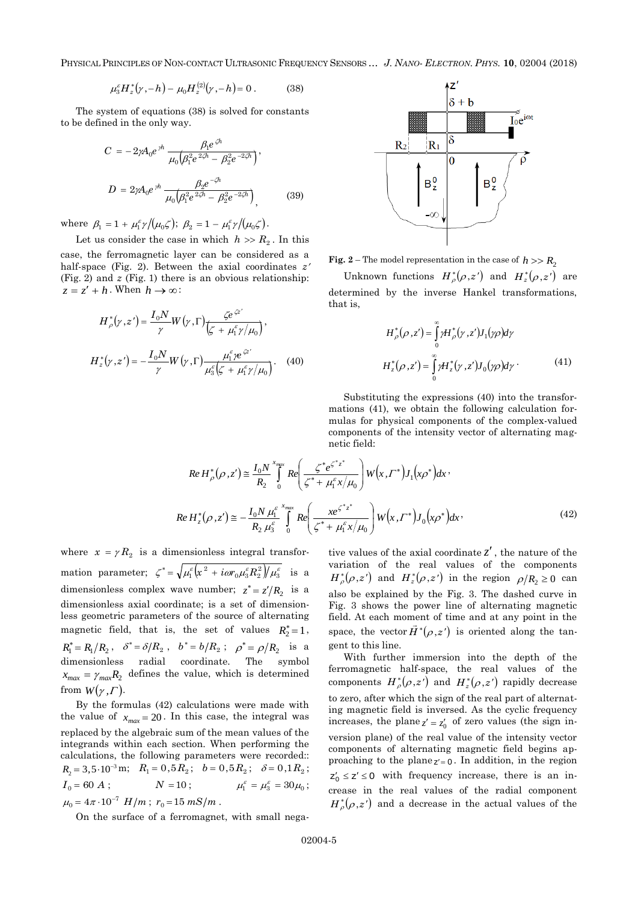$$\mu_3^{\varepsilon} H_z^*(\gamma,-h) - \mu_0 H_z^{(2)}(\gamma,-h) = 0\,. \qquad (38)$$

The system of equations (38) is solved for constants to be defined in the only way.

$$C = -2\gamma A_0 e^{\gamma h} \frac{\beta_1 e^{\zeta h}}{\mu_0\left(\beta_1^2 e^{2\zeta h} - \beta_2^2 e^{-2\zeta h}\right)},$$

$$D = 2\gamma A_0 e^{\gamma h} \frac{\beta_2 e^{-\zeta h}}{\mu_0\left(\beta_1^2 e^{2\zeta h} - \beta_2^2 e^{-2\zeta h}\right)}, \qquad (39)$$

where $\beta_1 = 1 + \mu_1^{\varepsilon}\gamma/(\mu_0\zeta)$; $\beta_2 = 1 - \mu_1^{\varepsilon}\gamma/(\mu_0\zeta)$.

Let us consider the case in which $h >> R_2$. In this case, the ferromagnetic layer can be considered as a half-space (Fig. 2). Between the axial coordinates $z'$ (Fig. 2) and $z$ (Fig. 1) there is an obvious relationship: $z = z' + h$. When $h \to \infty$:

$$H_\rho^*(\gamma, z') = \frac{I_0 N}{\gamma} W(\gamma, \Gamma) \frac{\zeta e^{\zeta z'}}{\left(\zeta + \mu_1^{\varepsilon}\gamma/\mu_0\right)},$$

$$H_z^*(\gamma, z') = -\frac{I_0 N}{\gamma} W(\gamma, \Gamma) \frac{\mu_1^{\varepsilon}\gamma e^{\zeta z'}}{\mu_3^{\varepsilon}\left(\zeta + \mu_1^{\varepsilon}\gamma/\mu_0\right)}. \qquad (40)$$

**Fig. 2** – The model representation in the case of $h >> R_2$

Unknown functions $H_\rho^*(\rho, z')$ and $H_z^*(\rho, z')$ are determined by the inverse Hankel transformations, that is,

$$H_\rho^*(\rho, z') = \int_0^\infty \gamma H_\rho^*(\gamma, z') J_1(\gamma\rho) d\gamma$$

$$H_z^*(\rho, z') = \int_0^\infty \gamma H_z^*(\gamma, z') J_0(\gamma\rho) d\gamma\,. \qquad (41)$$

Substituting the expressions (40) into the transformations (41), we obtain the following calculation formulas for physical components of the complex-valued components of the intensity vector of alternating magnetic field:

$$Re\, H_\rho^*(\rho, z') \cong \frac{I_0 N}{R_2} \int_0^{x_{max}} Re\left(\frac{\zeta^* e^{\zeta^* z^*}}{\zeta^* + \mu_1^{\varepsilon} x/\mu_0}\right) W\left(x, \Gamma^*\right) J_1\left(x\rho^*\right) dx,$$

$$Re\, H_z^*(\rho, z') \cong -\frac{I_0 N\, \mu_1^{\varepsilon}}{R_2\, \mu_3^{\varepsilon}} \int_0^{x_{max}} Re\left(\frac{x e^{\zeta^* z^*}}{\zeta^* + \mu_1^{\varepsilon} x/\mu_0}\right) W\left(x, \Gamma^*\right) J_0\left(x\rho^*\right) dx, \qquad (42)$$

where $x = \gamma R_2$ is a dimensionless integral transformation parameter; $\zeta^* = \sqrt{\mu_1^{\varepsilon}\left(x^2 + i\omega r_0 \mu_3^{\varepsilon} R_2^2\right)/\mu_3^{\varepsilon}}$ is a dimensionless complex wave number; $z^* = z'/R_2$ is a dimensionless axial coordinate; is a set of dimensionless geometric parameters of the source of alternating magnetic field, that is, the set of values $R_2^* = 1$, $R_1^* = R_1/R_2$, $\delta^* = \delta/R_2$, $b^* = b/R_2$; $\rho^* = \rho/R_2$ is a dimensionless radial coordinate. The symbol $x_{max} = \gamma_{max} R_2$ defines the value, which is determined from $W(\gamma, \Gamma)$.

By the formulas (42) calculations were made with the value of $x_{max} = 20$. In this case, the integral was replaced by the algebraic sum of the mean values of the integrands within each section. When performing the calculations, the following parameters were recorded:: $R_2 = 3{,}5 \cdot 10^{-3}$ m; $R_1 = 0{,}5 R_2$; $b = 0{,}5 R_2$; $\delta = 0{,}1 R_2$; $I_0 = 60$ A; $N = 10$; $\mu_1^{\varepsilon} = \mu_3^{\varepsilon} = 30\mu_0$; $\mu_0 = 4\pi \cdot 10^{-7}$ H/m; $r_0 = 15$ mS/m.

On the surface of a ferromagnet, with small negative values of the axial coordinate $z'$, the nature of the variation of the real values of the components $H_\rho^*(\rho, z')$ and $H_z^*(\rho, z')$ in the region $\rho/R_2 \geq 0$ can also be explained by the Fig. 3. The dashed curve in Fig. 3 shows the power line of alternating magnetic field. At each moment of time and at any point in the space, the vector $\vec{H}^*(\rho, z')$ is oriented along the tangent to this line.

With further immersion into the depth of the ferromagnetic half-space, the real values of the components $H_\rho^*(\rho, z')$ and $H_z^*(\rho, z')$ rapidly decrease to zero, after which the sign of the real part of alternating magnetic field is inversed. As the cyclic frequency increases, the plane $z' = z_0'$ of zero values (the sign inversion plane) of the real value of the intensity vector components of alternating magnetic field begins approaching to the plane $z' = 0$. In addition, in the region $z_0' \leq z' \leq 0$ with frequency increase, there is an increase in the real values of the radial component $H_\rho^*(\rho, z')$ and a decrease in the actual values of the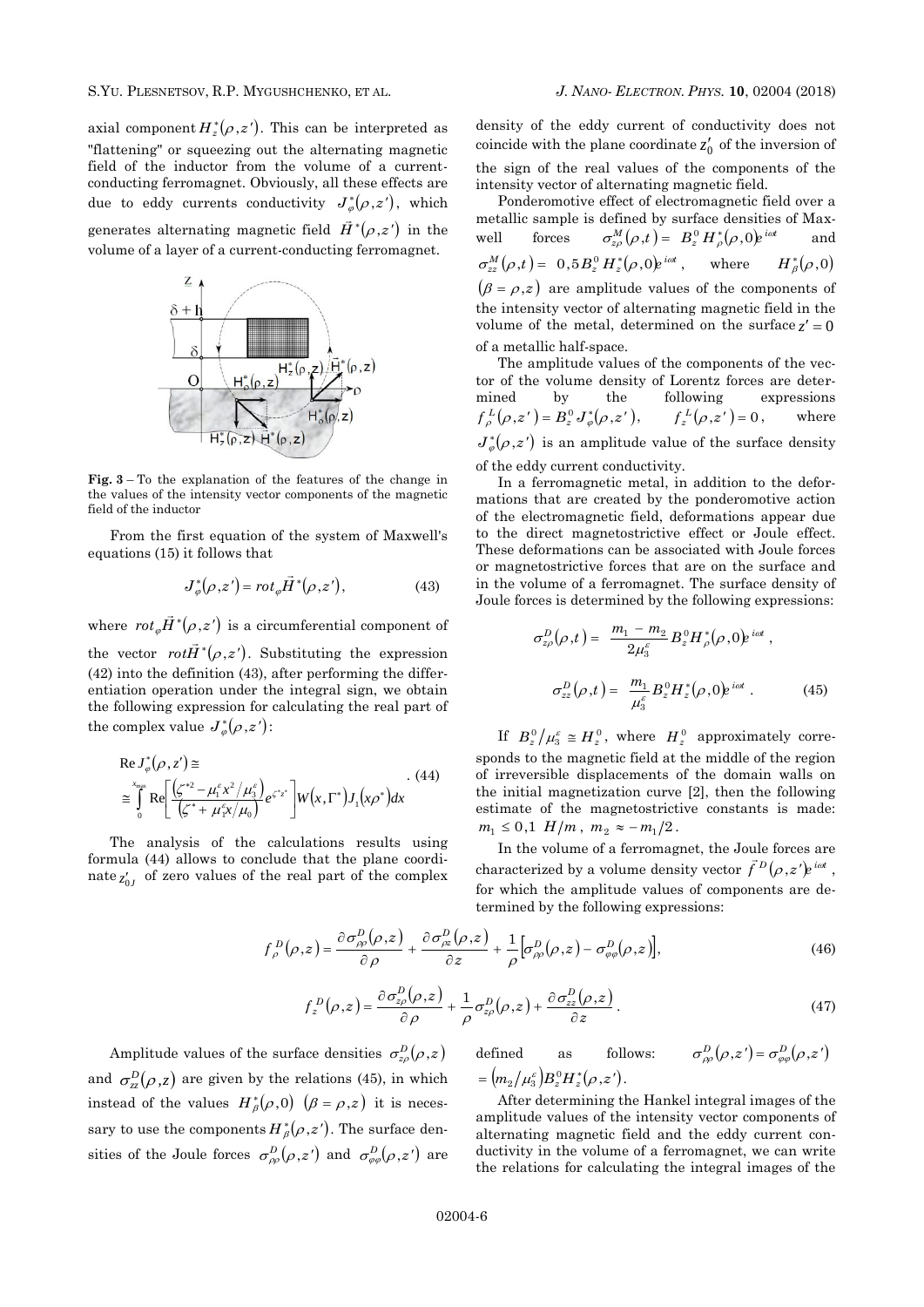axial component $H_z^*(\rho, z')$. This can be interpreted as "flattening" or squeezing out the alternating magnetic field of the inductor from the volume of a current-conducting ferromagnet. Obviously, all these effects are due to eddy currents conductivity $J_\varphi^*(\rho, z')$, which generates alternating magnetic field $\vec{H}^*(\rho, z')$ in the volume of a layer of a current-conducting ferromagnet.

**Fig. 3** – To the explanation of the features of the change in the values of the intensity vector components of the magnetic field of the inductor

From the first equation of the system of Maxwell's equations (15) it follows that

$$J_\varphi^*(\rho, z') = rot_\varphi \vec{H}^*(\rho, z'), \tag{43}$$

where $rot_\varphi \vec{H}^*(\rho, z')$ is a circumferential component of the vector $rot\vec{H}^*(\rho, z')$. Substituting the expression (42) into the definition (43), after performing the differentiation operation under the integral sign, we obtain the following expression for calculating the real part of the complex value $J_\varphi^*(\rho, z')$:

$$\begin{aligned} &\operatorname{Re} J_\varphi^*(\rho, z') \cong \\ &\cong \int_0^{x_{\max}} \operatorname{Re}\left[\frac{\left(\zeta^{*2} - \mu_1^\varepsilon x^2/\mu_3^\varepsilon\right)}{\left(\zeta^* + \mu_1^\varepsilon x/\mu_0\right)} e^{\zeta^* z'}\right] W(x, \Gamma^*) J_1(x\rho^*) dx \end{aligned} \tag{44}$$

The analysis of the calculations results using formula (44) allows to conclude that the plane coordinate $z'_{0J}$ of zero values of the real part of the complex density of the eddy current of conductivity does not coincide with the plane coordinate $z'_0$ of the inversion of the sign of the real values of the components of the intensity vector of alternating magnetic field.

Ponderomotive effect of electromagnetic field over a metallic sample is defined by surface densities of Maxwell forces $\sigma_{z\rho}^M(\rho, t) = B_z^0 H_\rho^*(\rho, 0)e^{i\omega t}$ and $\sigma_{zz}^M(\rho, t) = 0{,}5 B_z^0 H_z^*(\rho, 0)e^{i\omega t}$, where $H_\beta^*(\rho, 0)$ $(\beta = \rho, z)$ are amplitude values of the components of the intensity vector of alternating magnetic field in the volume of the metal, determined on the surface $z' = 0$ of a metallic half-space.

The amplitude values of the components of the vector of the volume density of Lorentz forces are determined by the following expressions $f_\rho^L(\rho, z') = B_z^0 J_\varphi^*(\rho, z')$, $f_z^L(\rho, z') = 0$, where $J_\varphi^*(\rho, z')$ is an amplitude value of the surface density of the eddy current conductivity.

In a ferromagnetic metal, in addition to the deformations that are created by the ponderomotive action of the electromagnetic field, deformations appear due to the direct magnetostrictive effect or Joule effect. These deformations can be associated with Joule forces or magnetostrictive forces that are on the surface and in the volume of a ferromagnet. The surface density of Joule forces is determined by the following expressions:

$$\sigma_{z\rho}^D(\rho, t) = \frac{m_1 - m_2}{2\mu_3^\varepsilon} B_z^0 H_\rho^*(\rho, 0)e^{i\omega t},$$

$$\sigma_{zz}^D(\rho, t) = \frac{m_1}{\mu_3^\varepsilon} B_z^0 H_z^*(\rho, 0)e^{i\omega t}. \tag{45}$$

If $B_z^0/\mu_3^\varepsilon \cong H_z^0$, where $H_z^0$ approximately corresponds to the magnetic field at the middle of the region of irreversible displacements of the domain walls on the initial magnetization curve [2], then the following estimate of the magnetostrictive constants is made: $m_1 \leq 0{,}1\ H/m$, $m_2 \approx -m_1/2$.

In the volume of a ferromagnet, the Joule forces are characterized by a volume density vector $\vec{f}^D(\rho, z')e^{i\omega t}$, for which the amplitude values of components are determined by the following expressions:

$$f_\rho^D(\rho, z) = \frac{\partial \sigma_{\rho\rho}^D(\rho, z)}{\partial \rho} + \frac{\partial \sigma_{\rho z}^D(\rho, z)}{\partial z} + \frac{1}{\rho}\left[\sigma_{\rho\rho}^D(\rho, z) - \sigma_{\varphi\varphi}^D(\rho, z)\right], \tag{46}$$

$$f_z^D(\rho, z) = \frac{\partial \sigma_{z\rho}^D(\rho, z)}{\partial \rho} + \frac{1}{\rho}\sigma_{z\rho}^D(\rho, z) + \frac{\partial \sigma_{zz}^D(\rho, z)}{\partial z}. \tag{47}$$

Amplitude values of the surface densities $\sigma_{z\rho}^D(\rho, z)$ and $\sigma_{zz}^D(\rho, z)$ are given by the relations (45), in which instead of the values $H_\beta^*(\rho, 0)$ $(\beta = \rho, z)$ it is necessary to use the components $H_\beta^*(\rho, z')$. The surface densities of the Joule forces $\sigma_{\rho\rho}^D(\rho, z')$ and $\sigma_{\varphi\varphi}^D(\rho, z')$ are defined as follows: $\sigma_{\rho\rho}^D(\rho, z') = \sigma_{\varphi\varphi}^D(\rho, z') = (m_2/\mu_3^\varepsilon) B_z^0 H_z^*(\rho, z')$.

After determining the Hankel integral images of the amplitude values of the intensity vector components of alternating magnetic field and the eddy current conductivity in the volume of a ferromagnet, we can write the relations for calculating the integral images of the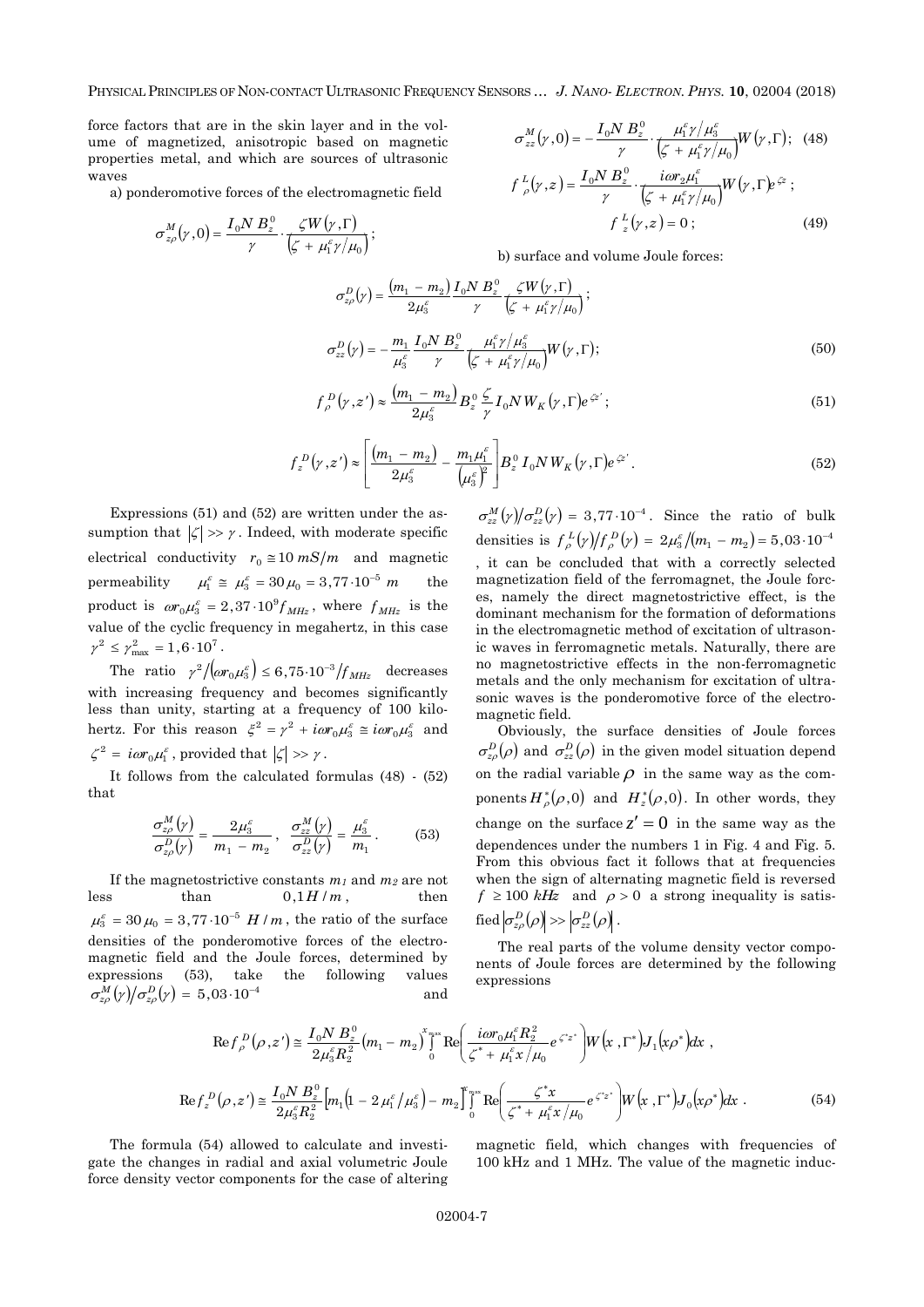force factors that are in the skin layer and in the volume of magnetized, anisotropic based on magnetic properties metal, and which are sources of ultrasonic waves

a) ponderomotive forces of the electromagnetic field

$$\sigma_{z\rho}^{M}(\gamma,0)=\frac{I_0 N\, B_z^0}{\gamma}\cdot\frac{\zeta W(\gamma,\Gamma)}{\left(\zeta+\mu_1^{\varepsilon}\gamma/\mu_0\right)};$$

$$\sigma_{zz}^{M}(\gamma,0)=-\frac{I_0 N\, B_z^0}{\gamma}\cdot\frac{\mu_1^{\varepsilon}\gamma/\mu_3^{\varepsilon}}{\left(\zeta+\mu_1^{\varepsilon}\gamma/\mu_0\right)}W(\gamma,\Gamma);\quad (48)$$

$$f_{\rho}^{L}(\gamma,z)=\frac{I_0 N\, B_z^0}{\gamma}\cdot\frac{i\omega r_2\mu_1^{\varepsilon}}{\left(\zeta+\mu_1^{\varepsilon}\gamma/\mu_0\right)}W(\gamma,\Gamma)e^{\zeta z};$$

$$f_{z}^{L}(\gamma,z)=0;\quad (49)$$

b) surface and volume Joule forces:

$$\sigma_{z\rho}^{D}(\gamma)=\frac{(m_1-m_2)}{2\mu_3^{\varepsilon}}\frac{I_0 N\, B_z^0}{\gamma}\frac{\zeta W(\gamma,\Gamma)}{\left(\zeta+\mu_1^{\varepsilon}\gamma/\mu_0\right)};$$

$$\sigma_{zz}^{D}(\gamma)=-\frac{m_1}{\mu_3^{\varepsilon}}\frac{I_0 N\, B_z^0}{\gamma}\frac{\mu_1^{\varepsilon}\gamma/\mu_3^{\varepsilon}}{\left(\zeta+\mu_1^{\varepsilon}\gamma/\mu_0\right)}W(\gamma,\Gamma);\quad (50)$$

$$f_{\rho}^{D}(\gamma,z')\approx\frac{(m_1-m_2)}{2\mu_3^{\varepsilon}}B_z^0\frac{\zeta}{\gamma}I_0 N W_K(\gamma,\Gamma)e^{\zeta z'};\quad (51)$$

$$f_{z}^{D}(\gamma,z')\approx\left[\frac{(m_1-m_2)}{2\mu_3^{\varepsilon}}-\frac{m_1\mu_1^{\varepsilon}}{\left(\mu_3^{\varepsilon}\right)^2}\right]B_z^0 I_0 N W_K(\gamma,\Gamma)e^{\zeta z'}.\quad (52)$$

Expressions (51) and (52) are written under the assumption that $|\zeta|\gg\gamma$. Indeed, with moderate specific electrical conductivity $r_0\cong 10\ mS/m$ and magnetic permeability $\mu_1^{\varepsilon}\cong\mu_3^{\varepsilon}=30\mu_0=3{,}77\cdot10^{-5}\ m$ the product is $\omega r_0\mu_3^{\varepsilon}=2{,}37\cdot10^{9}f_{MHz}$, where $f_{MHz}$ is the value of the cyclic frequency in megahertz, in this case $\gamma^2\le\gamma_{\max}^2=1{,}6\cdot10^{7}$.

The ratio $\gamma^2/\left(\omega r_0\mu_3^{\varepsilon}\right)\le 6{,}75\cdot10^{-3}/f_{MHz}$ decreases with increasing frequency and becomes significantly less than unity, starting at a frequency of 100 kilohertz. For this reason $\xi^2=\gamma^2+i\omega r_0\mu_3^{\varepsilon}\cong i\omega r_0\mu_3^{\varepsilon}$ and $\zeta^2=i\omega r_0\mu_1^{\varepsilon}$, provided that $|\zeta|\gg\gamma$.

It follows from the calculated formulas (48) - (52) that

$$\frac{\sigma_{z\rho}^{M}(\gamma)}{\sigma_{z\rho}^{D}(\gamma)}=\frac{2\mu_3^{\varepsilon}}{m_1-m_2},\quad \frac{\sigma_{zz}^{M}(\gamma)}{\sigma_{zz}^{D}(\gamma)}=\frac{\mu_3^{\varepsilon}}{m_1}.\quad (53)$$

If the magnetostrictive constants $m_1$ and $m_2$ are not less than $0{,}1\,H/m$, then $\mu_3^{\varepsilon}=30\mu_0=3{,}77\cdot10^{-5}\ H/m$, the ratio of the surface densities of the ponderomotive forces of the electromagnetic field and the Joule forces, determined by expressions (53), take the following values $\sigma_{z\rho}^{M}(\gamma)/\sigma_{z\rho}^{D}(\gamma)=5{,}03\cdot10^{-4}$ and $\sigma_{zz}^{M}(\gamma)/\sigma_{zz}^{D}(\gamma)=3{,}77\cdot10^{-4}$. Since the ratio of bulk densities is $f_{\rho}^{L}(\gamma)/f_{\rho}^{D}(\gamma)=2\mu_3^{\varepsilon}/(m_1-m_2)=5{,}03\cdot10^{-4}$, it can be concluded that with a correctly selected magnetization field of the ferromagnet, the Joule forces, namely the direct magnetostrictive effect, is the dominant mechanism for the formation of deformations in the electromagnetic method of excitation of ultrasonic waves in ferromagnetic metals. Naturally, there are no magnetostrictive effects in the non-ferromagnetic metals and the only mechanism for excitation of ultrasonic waves is the ponderomotive force of the electromagnetic field.

Obviously, the surface densities of Joule forces $\sigma_{z\rho}^{D}(\rho)$ and $\sigma_{zz}^{D}(\rho)$ in the given model situation depend on the radial variable $\rho$ in the same way as the components $H_{\rho}^{*}(\rho,0)$ and $H_{z}^{*}(\rho,0)$. In other words, they change on the surface $z'=0$ in the same way as the dependences under the numbers 1 in Fig. 4 and Fig. 5. From this obvious fact it follows that at frequencies when the sign of alternating magnetic field is reversed $f\ge 100\ kHz$ and $\rho>0$ a strong inequality is satisfied $\left|\sigma_{z\rho}^{D}(\rho)\right|\gg\left|\sigma_{zz}^{D}(\rho)\right|$.

The real parts of the volume density vector components of Joule forces are determined by the following expressions

$$\operatorname{Re}f_{\rho}^{D}(\rho,z')\cong\frac{I_0 N\, B_z^0}{2\mu_3^{\varepsilon}R_2^2}(m_1-m_2)\int_0^{x_{\max}}\operatorname{Re}\left(\frac{i\omega r_0\mu_1^{\varepsilon}R_2^2}{\zeta^{*}+\mu_1^{\varepsilon}x/\mu_0}e^{\zeta^{*}z^{*}}\right)W(x,\Gamma^{*})J_1(x\rho^{*})dx\ ,$$

$$\operatorname{Re}f_{z}^{D}(\rho,z')\cong\frac{I_0 N\, B_z^0}{2\mu_3^{\varepsilon}R_2^2}\left[m_1\left(1-2\mu_1^{\varepsilon}/\mu_3^{\varepsilon}\right)-m_2\right]\int_0^{x_{\max}}\operatorname{Re}\left(\frac{\zeta^{*}x}{\zeta^{*}+\mu_1^{\varepsilon}x/\mu_0}e^{\zeta^{*}z^{*}}\right)W(x,\Gamma^{*})J_0(x\rho^{*})dx\ .\quad (54)$$

The formula (54) allowed to calculate and investigate the changes in radial and axial volumetric Joule force density vector components for the case of altering magnetic field, which changes with frequencies of 100 kHz and 1 MHz. The value of the magnetic induc-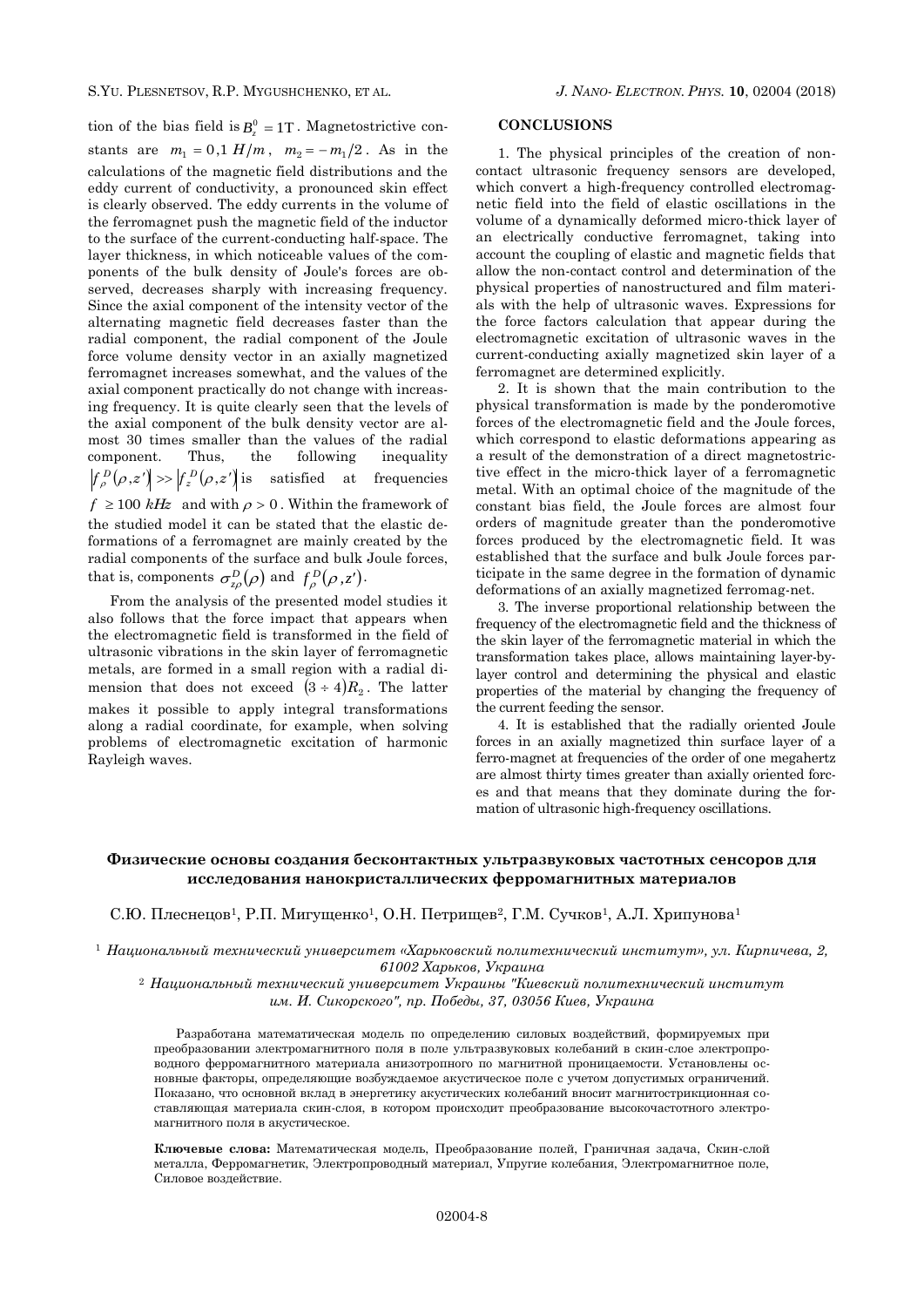tion of the bias field is $B_z^0 = 1\text{T}$. Magnetostrictive constants are $m_1 = 0{,}1\ H/m$, $m_2 = -m_1/2$. As in the calculations of the magnetic field distributions and the eddy current of conductivity, a pronounced skin effect is clearly observed. The eddy currents in the volume of the ferromagnet push the magnetic field of the inductor to the surface of the current-conducting half-space. The layer thickness, in which noticeable values of the components of the bulk density of Joule's forces are observed, decreases sharply with increasing frequency. Since the axial component of the intensity vector of the alternating magnetic field decreases faster than the radial component, the radial component of the Joule force volume density vector in an axially magnetized ferromagnet increases somewhat, and the values of the axial component practically do not change with increasing frequency. It is quite clearly seen that the levels of the axial component of the bulk density vector are almost 30 times smaller than the values of the radial component. Thus, the following inequality $\left|f_\rho^D(\rho, z')\right| >> \left|f_z^D(\rho, z')\right|$ is satisfied at frequencies $f \geq 100\ kHz$ and with $\rho > 0$. Within the framework of the studied model it can be stated that the elastic deformations of a ferromagnet are mainly created by the radial components of the surface and bulk Joule forces, that is, components $\sigma_{z\rho}^D(\rho)$ and $f_\rho^D(\rho, z')$.

From the analysis of the presented model studies it also follows that the force impact that appears when the electromagnetic field is transformed in the field of ultrasonic vibrations in the skin layer of ferromagnetic metals, are formed in a small region with a radial dimension that does not exceed $(3 \div 4)R_2$. The latter makes it possible to apply integral transformations along a radial coordinate, for example, when solving problems of electromagnetic excitation of harmonic Rayleigh waves.

## CONCLUSIONS

1. The physical principles of the creation of non-contact ultrasonic frequency sensors are developed, which convert a high-frequency controlled electromagnetic field into the field of elastic oscillations in the volume of a dynamically deformed micro-thick layer of an electrically conductive ferromagnet, taking into account the coupling of elastic and magnetic fields that allow the non-contact control and determination of the physical properties of nanostructured and film materials with the help of ultrasonic waves. Expressions for the force factors calculation that appear during the electromagnetic excitation of ultrasonic waves in the current-conducting axially magnetized skin layer of a ferromagnet are determined explicitly.

2. It is shown that the main contribution to the physical transformation is made by the ponderomotive forces of the electromagnetic field and the Joule forces, which correspond to elastic deformations appearing as a result of the demonstration of a direct magnetostrictive effect in the micro-thick layer of a ferromagnetic metal. With an optimal choice of the magnitude of the constant bias field, the Joule forces are almost four orders of magnitude greater than the ponderomotive forces produced by the electromagnetic field. It was established that the surface and bulk Joule forces participate in the same degree in the formation of dynamic deformations of an axially magnetized ferromag-net.

3. The inverse proportional relationship between the frequency of the electromagnetic field and the thickness of the skin layer of the ferromagnetic material in which the transformation takes place, allows maintaining layer-by-layer control and determining the physical and elastic properties of the material by changing the frequency of the current feeding the sensor.

4. It is established that the radially oriented Joule forces in an axially magnetized thin surface layer of a ferro-magnet at frequencies of the order of one megahertz are almost thirty times greater than axially oriented forces and that means that they dominate during the formation of ultrasonic high-frequency oscillations.

## Физические основы создания бесконтактных ультразвуковых частотных сенсоров для исследования нанокристаллических ферромагнитных материалов

С.Ю. Плеснецов[1], Р.П. Мигущенко[1], О.Н. Петрищев[2], Г.М. Сучков[1], А.Л. Хрипунова[1]

[1] *Национальный технический университет «Харьковский политехнический институт», ул. Кирпичева, 2, 61002 Харьков, Украина*

[2] *Национальный технический университет Украины "Киевский политехнический институт им. И. Сикорского", пр. Победы, 37, 03056 Киев, Украина*

Разработана математическая модель по определению силовых воздействий, формируемых при преобразовании электромагнитного поля в поле ультразвуковых колебаний в скин-слое электропроводного ферромагнитного материала анизотропного по магнитной проницаемости. Установлены основные факторы, определяющие возбуждаемое акустическое поле с учетом допустимых ограничений. Показано, что основной вклад в энергетику акустических колебаний вносит магнитострикционная составляющая материала скин-слоя, в котором происходит преобразование высокочастотного электромагнитного поля в акустическое.

**Ключевые слова:** Математическая модель, Преобразование полей, Граничная задача, Скин-слой металла, Ферромагнетик, Электропроводный материал, Упругие колебания, Электромагнитное поле, Силовое воздействие.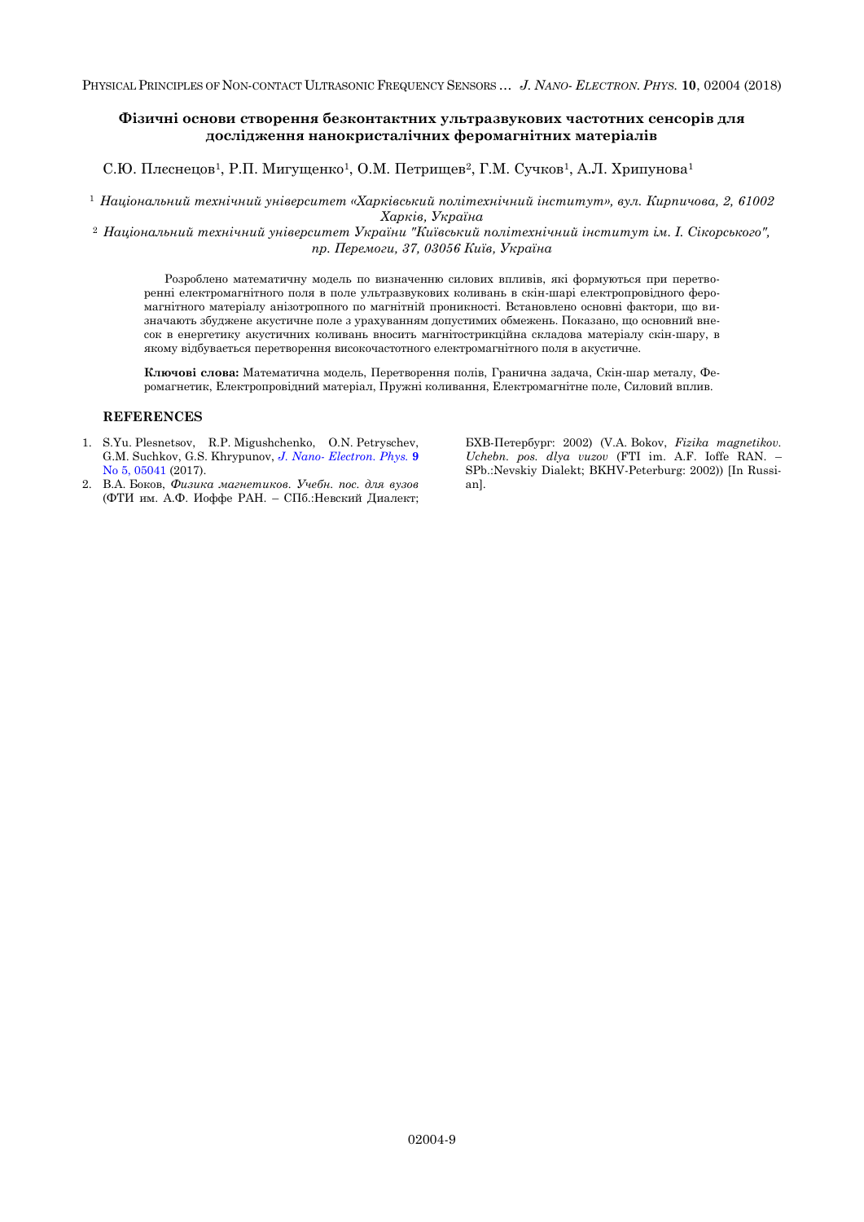## Фізичні основи створення безконтактних ультразвукових частотних сенсорів для дослідження нанокристалічних феромагнітних матеріалів

С.Ю. Плеснецов[1], Р.П. Мигущенко[1], О.М. Петрищев[2], Г.М. Сучков[1], А.Л. Хрипунова[1]

[1] *Національний технічний університет «Харківський політехнічний інститут», вул. Кирпичова, 2, 61002 Харків, Україна*

[2] *Національний технічний університет України "Київський політехнічний інститут ім. І. Сікорського", пр. Перемоги, 37, 03056 Київ, Україна*

Розроблено математичну модель по визначенню силових впливів, які формуються при перетворенні електромагнітного поля в поле ультразвукових коливань в скін-шарі електропровідного феромагнітного матеріалу анізотропного по магнітній проникності. Встановлено основні фактори, що визначають збуджене акустичне поле з урахуванням допустимих обмежень. Показано, що основний внесок в енергетику акустичних коливань вносить магнітострикційна складова матеріалу скін-шару, в якому відбувається перетворення високочастотного електромагнітного поля в акустичне.

**Ключові слова:** Математична модель, Перетворення полів, Гранична задача, Скін-шар металу, Феромагнетик, Електропровідний матеріал, Пружні коливання, Електромагнітне поле, Силовий вплив.

### REFERENCES

1. S.Yu. Plesnetsov, R.P. Migushchenko, O.N. Petryschev, G.M. Suchkov, G.S. Khrypunov, *J. Nano- Electron. Phys.* **9** No 5, 05041 (2017).
2. В.А. Боков, *Физика магнетиков. Учебн. пос. для вузов* (ФТИ им. А.Ф. Иоффе РАН. – СПб.:Невский Диалект; БХВ-Петербург: 2002) (V.A. Bokov, *Fizika magnetikov. Uchebn. pos. dlya vuzov* (FTI im. A.F. Ioffe RAN. – SPb.:Nevskiy Dialekt; BKHV-Peterburg: 2002)) [In Russian].